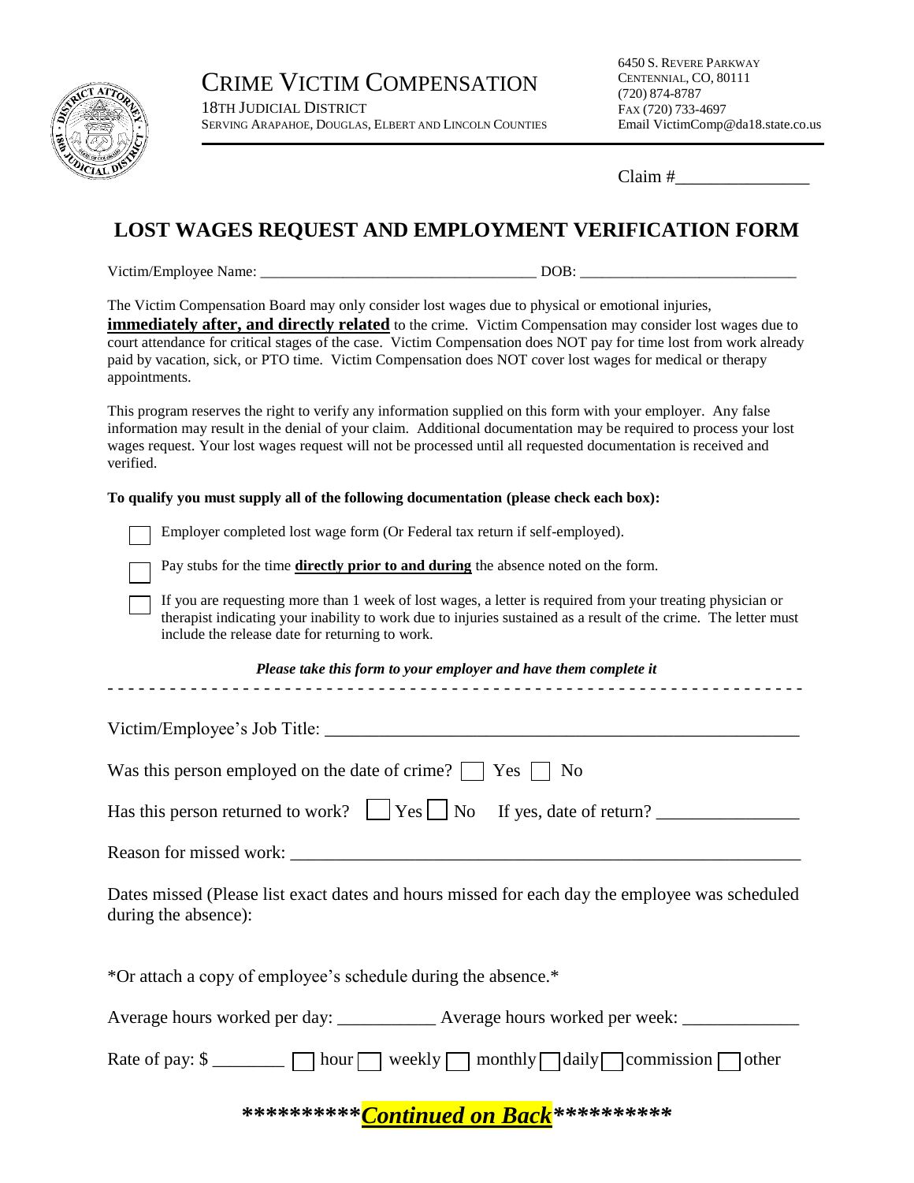# CRIME VICTIM COMPENSATION

18TH JUDICIAL DISTRICT
SERVING ARAPAHOE, DOUGLAS, ELBERT AND LINCOLN COUNTIES

6450 S. REVERE PARKWAY
CENTENNIAL, CO, 80111
(720) 874-8787
FAX (720) 733-4697
Email VictimComp@da18.state.co.us

Claim #_______________

## LOST WAGES REQUEST AND EMPLOYMENT VERIFICATION FORM

Victim/Employee Name: ____________________________________ DOB: ____________________________

The Victim Compensation Board may only consider lost wages due to physical or emotional injuries, **immediately after, and directly related** to the crime. Victim Compensation may consider lost wages due to court attendance for critical stages of the case. Victim Compensation does NOT pay for time lost from work already paid by vacation, sick, or PTO time. Victim Compensation does NOT cover lost wages for medical or therapy appointments.

This program reserves the right to verify any information supplied on this form with your employer. Any false information may result in the denial of your claim. Additional documentation may be required to process your lost wages request. Your lost wages request will not be processed until all requested documentation is received and verified.

**To qualify you must supply all of the following documentation (please check each box):**

- ☐ Employer completed lost wage form (Or Federal tax return if self-employed).
- ☐ Pay stubs for the time **directly prior to and during** the absence noted on the form.
- ☐ If you are requesting more than 1 week of lost wages, a letter is required from your treating physician or therapist indicating your inability to work due to injuries sustained as a result of the crime. The letter must include the release date for returning to work.

***Please take this form to your employer and have them complete it***

- - - - - - - - - - - - - - - - - - - - - - - - - - - - - - - - - - - - - - - - - - - - - - - - - - - - - - - - - - - -

Victim/Employee's Job Title: ____________________________________________________

Was this person employed on the date of crime? ☐ Yes ☐ No

Has this person returned to work? ☐ Yes ☐ No If yes, date of return? _______________

Reason for missed work: ________________________________________________________

Dates missed (Please list exact dates and hours missed for each day the employee was scheduled during the absence):

*Or attach a copy of employee's schedule during the absence.*

Average hours worked per day: ___________ Average hours worked per week: _____________

Rate of pay: $ ________ ☐ hour ☐ weekly ☐ monthly ☐ daily ☐ commission ☐ other

**\*\*\*\*\*\*\*\*\*\**Continued on Back*\*\*\*\*\*\*\*\*\*\***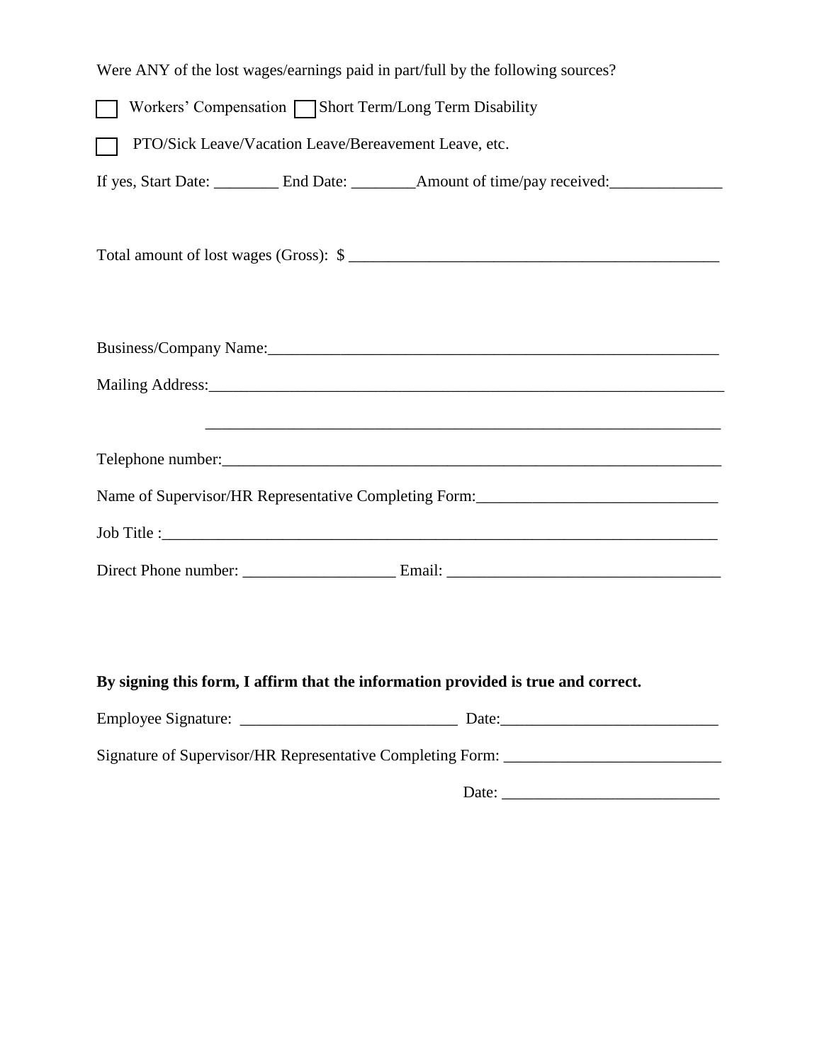Were ANY of the lost wages/earnings paid in part/full by the following sources?

☐ Workers' Compensation ☐ Short Term/Long Term Disability

☐ PTO/Sick Leave/Vacation Leave/Bereavement Leave, etc.

If yes, Start Date: ________ End Date: ________Amount of time/pay received:______________

Total amount of lost wages (Gross): $ ______________________________________________

Business/Company Name:__________________________________________________________

Mailing Address:_______________________________________________________________

_______________________________________________________________

Telephone number:______________________________________________________________

Name of Supervisor/HR Representative Completing Form:_____________________________

Job Title :_____________________________________________________________________

Direct Phone number: ___________________ Email: __________________________________

**By signing this form, I affirm that the information provided is true and correct.**

Employee Signature: ___________________________ Date:___________________________

Signature of Supervisor/HR Representative Completing Form: __________________________

Date: ___________________________